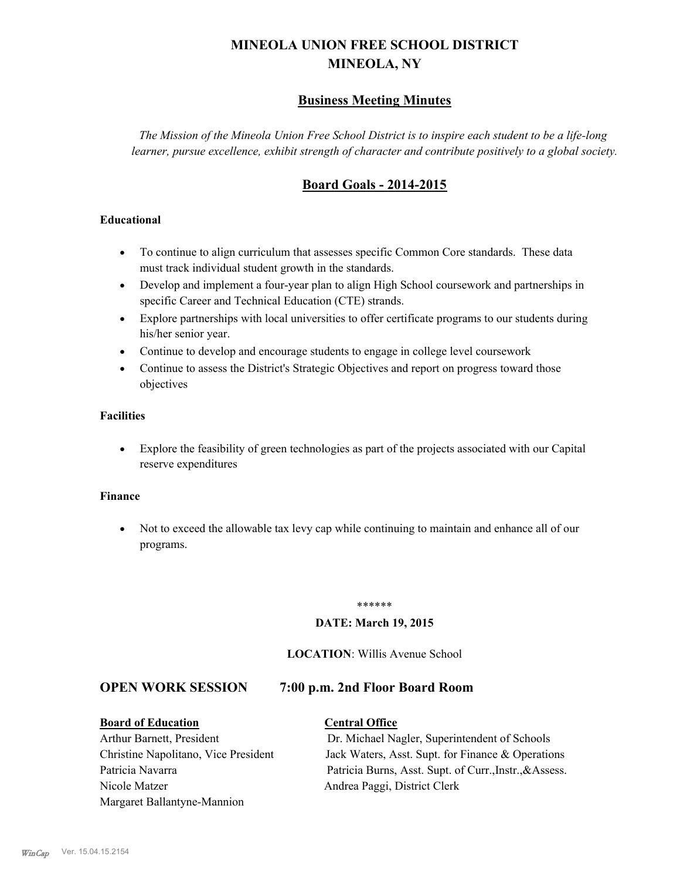# MINEOLA UNION FREE SCHOOL DISTRICT
# MINEOLA, NY

## Business Meeting Minutes

*The Mission of the Mineola Union Free School District is to inspire each student to be a life-long learner, pursue excellence, exhibit strength of character and contribute positively to a global society.*

## Board Goals - 2014-2015

**Educational**

- To continue to align curriculum that assesses specific Common Core standards. These data must track individual student growth in the standards.
- Develop and implement a four-year plan to align High School coursework and partnerships in specific Career and Technical Education (CTE) strands.
- Explore partnerships with local universities to offer certificate programs to our students during his/her senior year.
- Continue to develop and encourage students to engage in college level coursework
- Continue to assess the District's Strategic Objectives and report on progress toward those objectives

**Facilities**

- Explore the feasibility of green technologies as part of the projects associated with our Capital reserve expenditures

**Finance**

- Not to exceed the allowable tax levy cap while continuing to maintain and enhance all of our programs.

******

**DATE: March 19, 2015**

**LOCATION**: Willis Avenue School

## OPEN WORK SESSION 7:00 p.m. 2nd Floor Board Room

| **Board of Education** | **Central Office** |
| --- | --- |
| Arthur Barnett, President | Dr. Michael Nagler, Superintendent of Schools |
| Christine Napolitano, Vice President | Jack Waters, Asst. Supt. for Finance & Operations |
| Patricia Navarra | Patricia Burns, Asst. Supt. of Curr.,Instr.,&Assess. |
| Nicole Matzer | Andrea Paggi, District Clerk |
| Margaret Ballantyne-Mannion | |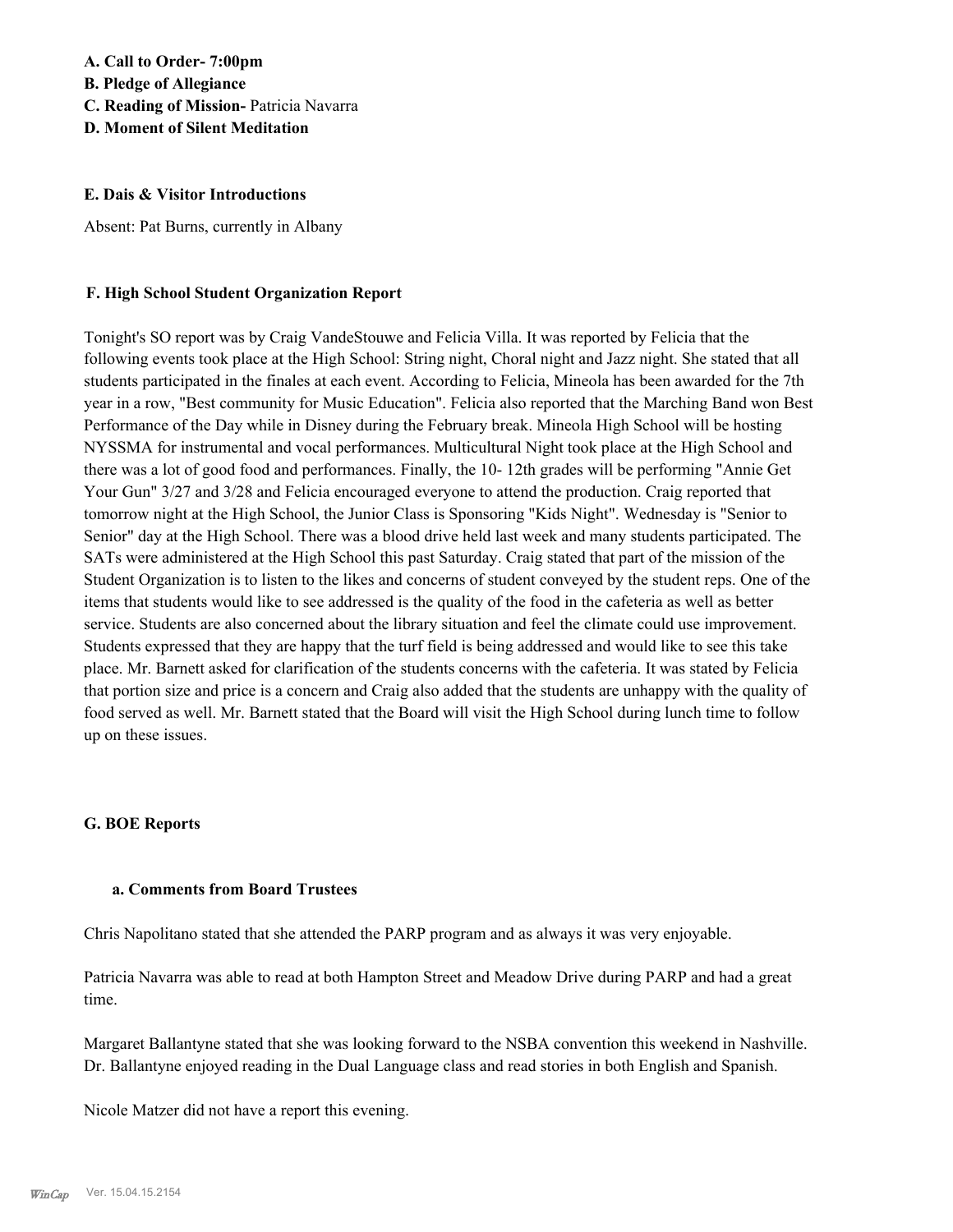**A. Call to Order- 7:00pm**
**B. Pledge of Allegiance**
**C. Reading of Mission-** Patricia Navarra
**D. Moment of Silent Meditation**

**E. Dais & Visitor Introductions**

Absent: Pat Burns, currently in Albany

**F. High School Student Organization Report**

Tonight's SO report was by Craig VandeStouwe and Felicia Villa. It was reported by Felicia that the following events took place at the High School: String night, Choral night and Jazz night. She stated that all students participated in the finales at each event. According to Felicia, Mineola has been awarded for the 7th year in a row, "Best community for Music Education". Felicia also reported that the Marching Band won Best Performance of the Day while in Disney during the February break. Mineola High School will be hosting NYSSMA for instrumental and vocal performances. Multicultural Night took place at the High School and there was a lot of good food and performances. Finally, the 10- 12th grades will be performing "Annie Get Your Gun" 3/27 and 3/28 and Felicia encouraged everyone to attend the production. Craig reported that tomorrow night at the High School, the Junior Class is Sponsoring "Kids Night". Wednesday is "Senior to Senior" day at the High School. There was a blood drive held last week and many students participated. The SATs were administered at the High School this past Saturday. Craig stated that part of the mission of the Student Organization is to listen to the likes and concerns of student conveyed by the student reps. One of the items that students would like to see addressed is the quality of the food in the cafeteria as well as better service. Students are also concerned about the library situation and feel the climate could use improvement. Students expressed that they are happy that the turf field is being addressed and would like to see this take place. Mr. Barnett asked for clarification of the students concerns with the cafeteria. It was stated by Felicia that portion size and price is a concern and Craig also added that the students are unhappy with the quality of food served as well. Mr. Barnett stated that the Board will visit the High School during lunch time to follow up on these issues.

**G. BOE Reports**

**a. Comments from Board Trustees**

Chris Napolitano stated that she attended the PARP program and as always it was very enjoyable.

Patricia Navarra was able to read at both Hampton Street and Meadow Drive during PARP and had a great time.

Margaret Ballantyne stated that she was looking forward to the NSBA convention this weekend in Nashville. Dr. Ballantyne enjoyed reading in the Dual Language class and read stories in both English and Spanish.

Nicole Matzer did not have a report this evening.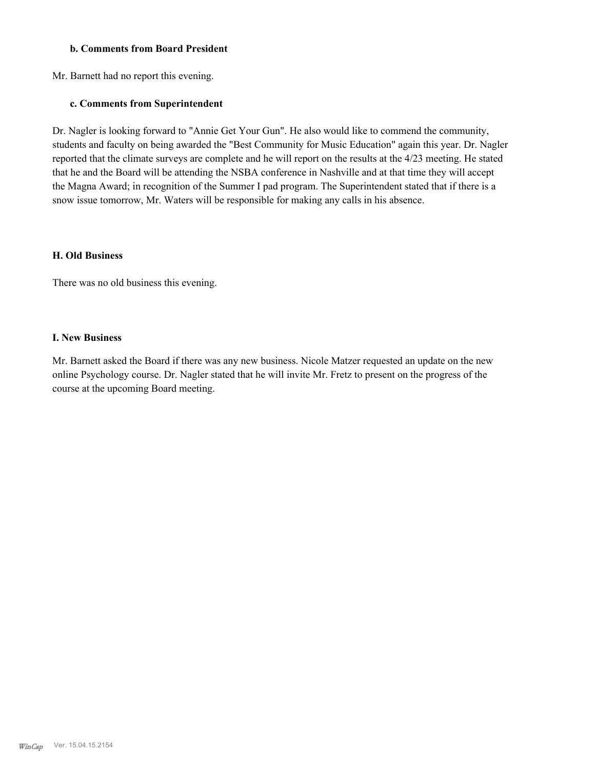### b. Comments from Board President

Mr. Barnett had no report this evening.

### c. Comments from Superintendent

Dr. Nagler is looking forward to "Annie Get Your Gun". He also would like to commend the community, students and faculty on being awarded the "Best Community for Music Education" again this year. Dr. Nagler reported that the climate surveys are complete and he will report on the results at the 4/23 meeting. He stated that he and the Board will be attending the NSBA conference in Nashville and at that time they will accept the Magna Award; in recognition of the Summer I pad program. The Superintendent stated that if there is a snow issue tomorrow, Mr. Waters will be responsible for making any calls in his absence.

## H. Old Business

There was no old business this evening.

## I. New Business

Mr. Barnett asked the Board if there was any new business. Nicole Matzer requested an update on the new online Psychology course. Dr. Nagler stated that he will invite Mr. Fretz to present on the progress of the course at the upcoming Board meeting.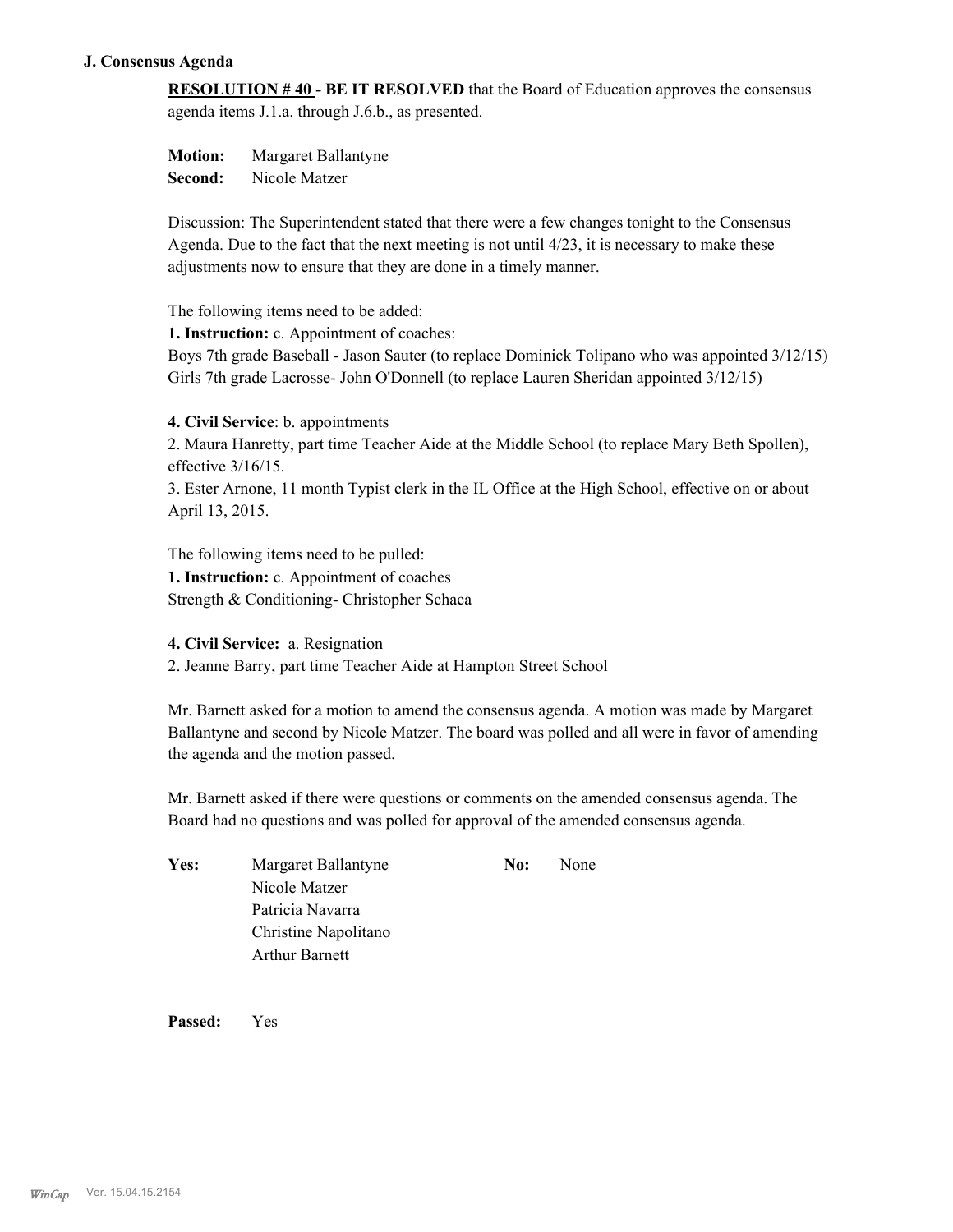### J. Consensus Agenda

**RESOLUTION # 40 - BE IT RESOLVED** that the Board of Education approves the consensus agenda items J.1.a. through J.6.b., as presented.

**Motion:** Margaret Ballantyne
**Second:** Nicole Matzer

Discussion: The Superintendent stated that there were a few changes tonight to the Consensus Agenda. Due to the fact that the next meeting is not until 4/23, it is necessary to make these adjustments now to ensure that they are done in a timely manner.

The following items need to be added:

**1. Instruction:** c. Appointment of coaches:
Boys 7th grade Baseball - Jason Sauter (to replace Dominick Tolipano who was appointed 3/12/15)
Girls 7th grade Lacrosse- John O'Donnell (to replace Lauren Sheridan appointed 3/12/15)

**4. Civil Service**: b. appointments
2. Maura Hanretty, part time Teacher Aide at the Middle School (to replace Mary Beth Spollen), effective 3/16/15.
3. Ester Arnone, 11 month Typist clerk in the IL Office at the High School, effective on or about April 13, 2015.

The following items need to be pulled:

**1. Instruction:** c. Appointment of coaches
Strength & Conditioning- Christopher Schaca

**4. Civil Service:** a. Resignation
2. Jeanne Barry, part time Teacher Aide at Hampton Street School

Mr. Barnett asked for a motion to amend the consensus agenda. A motion was made by Margaret Ballantyne and second by Nicole Matzer. The board was polled and all were in favor of amending the agenda and the motion passed.

Mr. Barnett asked if there were questions or comments on the amended consensus agenda. The Board had no questions and was polled for approval of the amended consensus agenda.

**Yes:** Margaret Ballantyne
Nicole Matzer
Patricia Navarra
Christine Napolitano
Arthur Barnett

**No:** None

**Passed:** Yes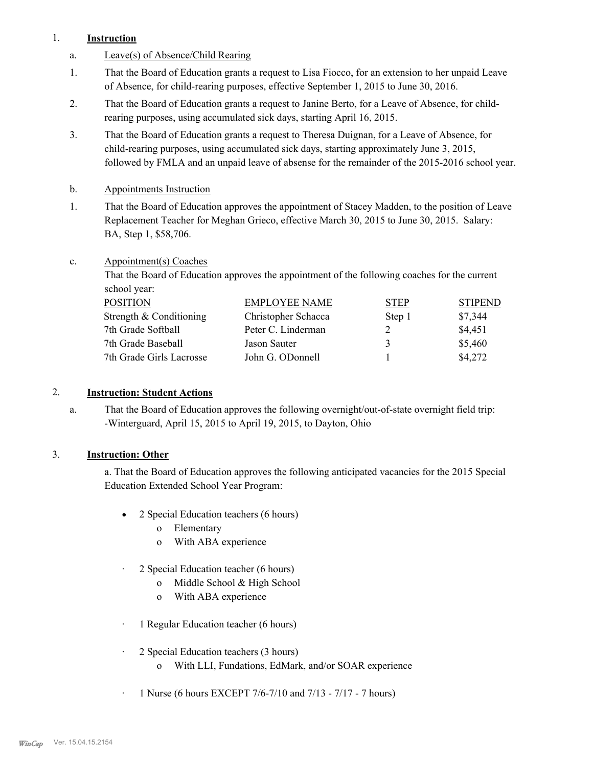1. **Instruction**

a. Leave(s) of Absence/Child Rearing

1. That the Board of Education grants a request to Lisa Fiocco, for an extension to her unpaid Leave of Absence, for child-rearing purposes, effective September 1, 2015 to June 30, 2016.
2. That the Board of Education grants a request to Janine Berto, for a Leave of Absence, for child-rearing purposes, using accumulated sick days, starting April 16, 2015.
3. That the Board of Education grants a request to Theresa Duignan, for a Leave of Absence, for child-rearing purposes, using accumulated sick days, starting approximately June 3, 2015, followed by FMLA and an unpaid leave of absense for the remainder of the 2015-2016 school year.

b. Appointments Instruction

1. That the Board of Education approves the appointment of Stacey Madden, to the position of Leave Replacement Teacher for Meghan Grieco, effective March 30, 2015 to June 30, 2015. Salary: BA, Step 1, $58,706.

c. Appointment(s) Coaches

That the Board of Education approves the appointment of the following coaches for the current school year:

| POSITION | EMPLOYEE NAME | STEP | STIPEND |
|---|---|---|---|
| Strength & Conditioning | Christopher Schacca | Step 1 | $7,344 |
| 7th Grade Softball | Peter C. Linderman | 2 | $4,451 |
| 7th Grade Baseball | Jason Sauter | 3 | $5,460 |
| 7th Grade Girls Lacrosse | John G. ODonnell | 1 | $4,272 |

2. **Instruction: Student Actions**

a. That the Board of Education approves the following overnight/out-of-state overnight field trip:
-Winterguard, April 15, 2015 to April 19, 2015, to Dayton, Ohio

3. **Instruction: Other**

a. That the Board of Education approves the following anticipated vacancies for the 2015 Special Education Extended School Year Program:

- 2 Special Education teachers (6 hours)
  - Elementary
  - With ABA experience
- 2 Special Education teacher (6 hours)
  - Middle School & High School
  - With ABA experience
- 1 Regular Education teacher (6 hours)
- 2 Special Education teachers (3 hours)
  - With LLI, Fundations, EdMark, and/or SOAR experience
- 1 Nurse (6 hours EXCEPT 7/6-7/10 and 7/13 - 7/17 - 7 hours)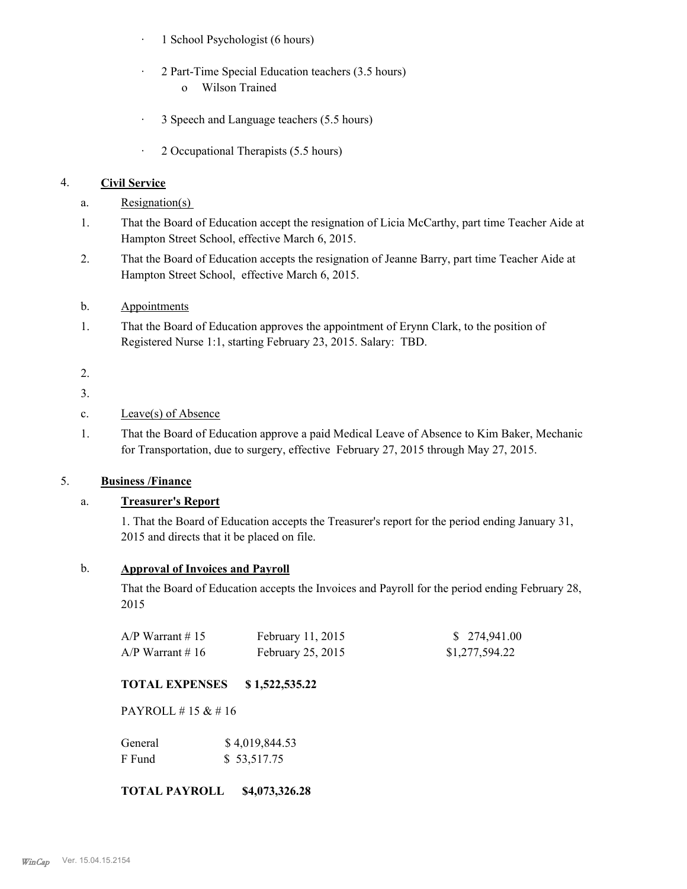- 1 School Psychologist (6 hours)
- 2 Part-Time Special Education teachers (3.5 hours)
  - Wilson Trained
- 3 Speech and Language teachers (5.5 hours)
- 2 Occupational Therapists (5.5 hours)

4. **Civil Service**

a. Resignation(s)

1. That the Board of Education accept the resignation of Licia McCarthy, part time Teacher Aide at Hampton Street School, effective March 6, 2015.
2. That the Board of Education accepts the resignation of Jeanne Barry, part time Teacher Aide at Hampton Street School, effective March 6, 2015.

b. Appointments

1. That the Board of Education approves the appointment of Erynn Clark, to the position of Registered Nurse 1:1, starting February 23, 2015. Salary: TBD.
2. 
3. 

c. Leave(s) of Absence

1. That the Board of Education approve a paid Medical Leave of Absence to Kim Baker, Mechanic for Transportation, due to surgery, effective February 27, 2015 through May 27, 2015.

5. **Business /Finance**

a. **Treasurer's Report**

1. That the Board of Education accepts the Treasurer's report for the period ending January 31, 2015 and directs that it be placed on file.

b. **Approval of Invoices and Payroll**

That the Board of Education accepts the Invoices and Payroll for the period ending February 28, 2015

| | | |
|---|---|---|
| A/P Warrant # 15 | February 11, 2015 | $ 274,941.00 |
| A/P Warrant # 16 | February 25, 2015 | $1,277,594.22 |

**TOTAL EXPENSES $ 1,522,535.22**

PAYROLL # 15 & # 16

| | |
|---|---|
| General | $ 4,019,844.53 |
| F Fund | $ 53,517.75 |

**TOTAL PAYROLL $4,073,326.28**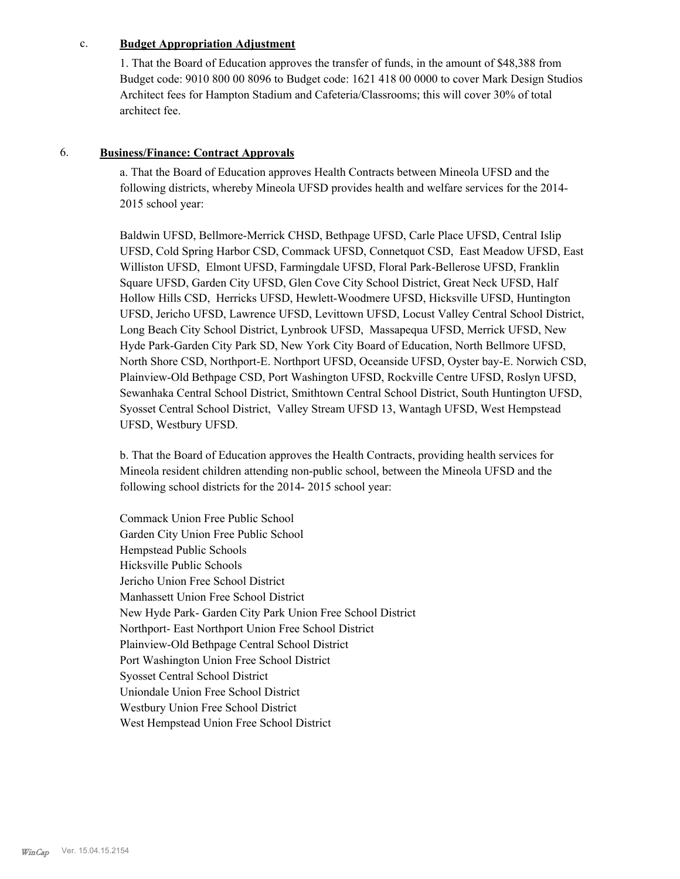c. **Budget Appropriation Adjustment**

1. That the Board of Education approves the transfer of funds, in the amount of $48,388 from Budget code: 9010 800 00 8096 to Budget code: 1621 418 00 0000 to cover Mark Design Studios Architect fees for Hampton Stadium and Cafeteria/Classrooms; this will cover 30% of total architect fee.

6. **Business/Finance: Contract Approvals**

a. That the Board of Education approves Health Contracts between Mineola UFSD and the following districts, whereby Mineola UFSD provides health and welfare services for the 2014-2015 school year:

Baldwin UFSD, Bellmore-Merrick CHSD, Bethpage UFSD, Carle Place UFSD, Central Islip UFSD, Cold Spring Harbor CSD, Commack UFSD, Connetquot CSD, East Meadow UFSD, East Williston UFSD, Elmont UFSD, Farmingdale UFSD, Floral Park-Bellerose UFSD, Franklin Square UFSD, Garden City UFSD, Glen Cove City School District, Great Neck UFSD, Half Hollow Hills CSD, Herricks UFSD, Hewlett-Woodmere UFSD, Hicksville UFSD, Huntington UFSD, Jericho UFSD, Lawrence UFSD, Levittown UFSD, Locust Valley Central School District, Long Beach City School District, Lynbrook UFSD, Massapequa UFSD, Merrick UFSD, New Hyde Park-Garden City Park SD, New York City Board of Education, North Bellmore UFSD, North Shore CSD, Northport-E. Northport UFSD, Oceanside UFSD, Oyster bay-E. Norwich CSD, Plainview-Old Bethpage CSD, Port Washington UFSD, Rockville Centre UFSD, Roslyn UFSD, Sewanhaka Central School District, Smithtown Central School District, South Huntington UFSD, Syosset Central School District, Valley Stream UFSD 13, Wantagh UFSD, West Hempstead UFSD, Westbury UFSD.

b. That the Board of Education approves the Health Contracts, providing health services for Mineola resident children attending non-public school, between the Mineola UFSD and the following school districts for the 2014- 2015 school year:

Commack Union Free Public School
Garden City Union Free Public School
Hempstead Public Schools
Hicksville Public Schools
Jericho Union Free School District
Manhassett Union Free School District
New Hyde Park- Garden City Park Union Free School District
Northport- East Northport Union Free School District
Plainview-Old Bethpage Central School District
Port Washington Union Free School District
Syosset Central School District
Uniondale Union Free School District
Westbury Union Free School District
West Hempstead Union Free School District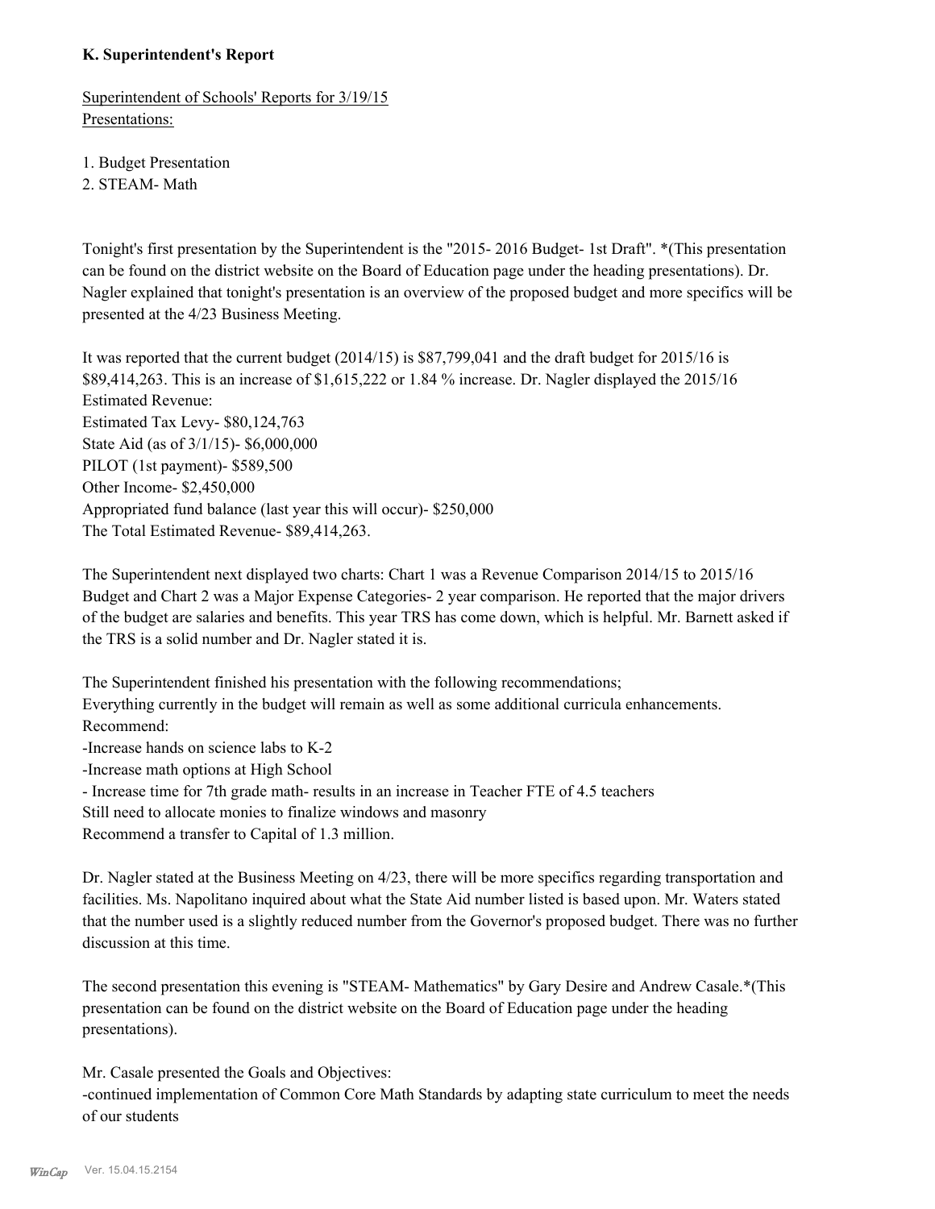### K. Superintendent's Report

Superintendent of Schools' Reports for 3/19/15
Presentations:

1. Budget Presentation
2. STEAM- Math

Tonight's first presentation by the Superintendent is the "2015- 2016 Budget- 1st Draft". *(This presentation can be found on the district website on the Board of Education page under the heading presentations). Dr. Nagler explained that tonight's presentation is an overview of the proposed budget and more specifics will be presented at the 4/23 Business Meeting.

It was reported that the current budget (2014/15) is $87,799,041 and the draft budget for 2015/16 is $89,414,263. This is an increase of $1,615,222 or 1.84 % increase. Dr. Nagler displayed the 2015/16 Estimated Revenue:
Estimated Tax Levy- $80,124,763
State Aid (as of 3/1/15)- $6,000,000
PILOT (1st payment)- $589,500
Other Income- $2,450,000
Appropriated fund balance (last year this will occur)- $250,000
The Total Estimated Revenue- $89,414,263.

The Superintendent next displayed two charts: Chart 1 was a Revenue Comparison 2014/15 to 2015/16 Budget and Chart 2 was a Major Expense Categories- 2 year comparison. He reported that the major drivers of the budget are salaries and benefits. This year TRS has come down, which is helpful. Mr. Barnett asked if the TRS is a solid number and Dr. Nagler stated it is.

The Superintendent finished his presentation with the following recommendations;
Everything currently in the budget will remain as well as some additional curricula enhancements.
Recommend:
-Increase hands on science labs to K-2
-Increase math options at High School
- Increase time for 7th grade math- results in an increase in Teacher FTE of 4.5 teachers
Still need to allocate monies to finalize windows and masonry
Recommend a transfer to Capital of 1.3 million.

Dr. Nagler stated at the Business Meeting on 4/23, there will be more specifics regarding transportation and facilities. Ms. Napolitano inquired about what the State Aid number listed is based upon. Mr. Waters stated that the number used is a slightly reduced number from the Governor's proposed budget. There was no further discussion at this time.

The second presentation this evening is "STEAM- Mathematics" by Gary Desire and Andrew Casale.*(This presentation can be found on the district website on the Board of Education page under the heading presentations).

Mr. Casale presented the Goals and Objectives:
-continued implementation of Common Core Math Standards by adapting state curriculum to meet the needs of our students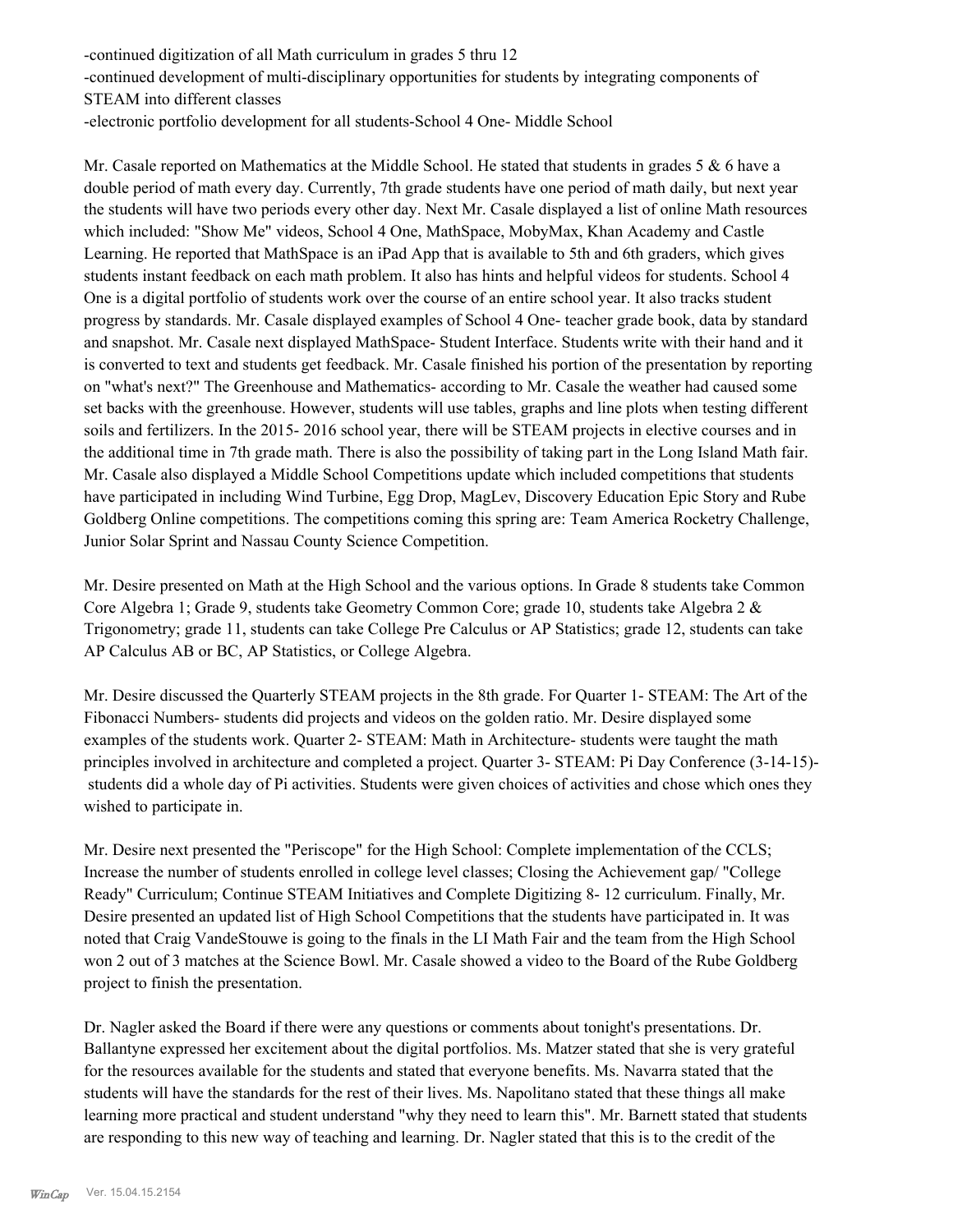-continued digitization of all Math curriculum in grades 5 thru 12
-continued development of multi-disciplinary opportunities for students by integrating components of STEAM into different classes
-electronic portfolio development for all students-School 4 One- Middle School

Mr. Casale reported on Mathematics at the Middle School. He stated that students in grades 5 & 6 have a double period of math every day. Currently, 7th grade students have one period of math daily, but next year the students will have two periods every other day. Next Mr. Casale displayed a list of online Math resources which included: "Show Me" videos, School 4 One, MathSpace, MobyMax, Khan Academy and Castle Learning. He reported that MathSpace is an iPad App that is available to 5th and 6th graders, which gives students instant feedback on each math problem. It also has hints and helpful videos for students. School 4 One is a digital portfolio of students work over the course of an entire school year. It also tracks student progress by standards. Mr. Casale displayed examples of School 4 One- teacher grade book, data by standard and snapshot. Mr. Casale next displayed MathSpace- Student Interface. Students write with their hand and it is converted to text and students get feedback. Mr. Casale finished his portion of the presentation by reporting on "what's next?" The Greenhouse and Mathematics- according to Mr. Casale the weather had caused some set backs with the greenhouse. However, students will use tables, graphs and line plots when testing different soils and fertilizers. In the 2015- 2016 school year, there will be STEAM projects in elective courses and in the additional time in 7th grade math. There is also the possibility of taking part in the Long Island Math fair. Mr. Casale also displayed a Middle School Competitions update which included competitions that students have participated in including Wind Turbine, Egg Drop, MagLev, Discovery Education Epic Story and Rube Goldberg Online competitions. The competitions coming this spring are: Team America Rocketry Challenge, Junior Solar Sprint and Nassau County Science Competition.

Mr. Desire presented on Math at the High School and the various options. In Grade 8 students take Common Core Algebra 1; Grade 9, students take Geometry Common Core; grade 10, students take Algebra 2 & Trigonometry; grade 11, students can take College Pre Calculus or AP Statistics; grade 12, students can take AP Calculus AB or BC, AP Statistics, or College Algebra.

Mr. Desire discussed the Quarterly STEAM projects in the 8th grade. For Quarter 1- STEAM: The Art of the Fibonacci Numbers- students did projects and videos on the golden ratio. Mr. Desire displayed some examples of the students work. Quarter 2- STEAM: Math in Architecture- students were taught the math principles involved in architecture and completed a project. Quarter 3- STEAM: Pi Day Conference (3-14-15)- students did a whole day of Pi activities. Students were given choices of activities and chose which ones they wished to participate in.

Mr. Desire next presented the "Periscope" for the High School: Complete implementation of the CCLS; Increase the number of students enrolled in college level classes; Closing the Achievement gap/ "College Ready" Curriculum; Continue STEAM Initiatives and Complete Digitizing 8- 12 curriculum. Finally, Mr. Desire presented an updated list of High School Competitions that the students have participated in. It was noted that Craig VandeStouwe is going to the finals in the LI Math Fair and the team from the High School won 2 out of 3 matches at the Science Bowl. Mr. Casale showed a video to the Board of the Rube Goldberg project to finish the presentation.

Dr. Nagler asked the Board if there were any questions or comments about tonight's presentations. Dr. Ballantyne expressed her excitement about the digital portfolios. Ms. Matzer stated that she is very grateful for the resources available for the students and stated that everyone benefits. Ms. Navarra stated that the students will have the standards for the rest of their lives. Ms. Napolitano stated that these things all make learning more practical and student understand "why they need to learn this". Mr. Barnett stated that students are responding to this new way of teaching and learning. Dr. Nagler stated that this is to the credit of the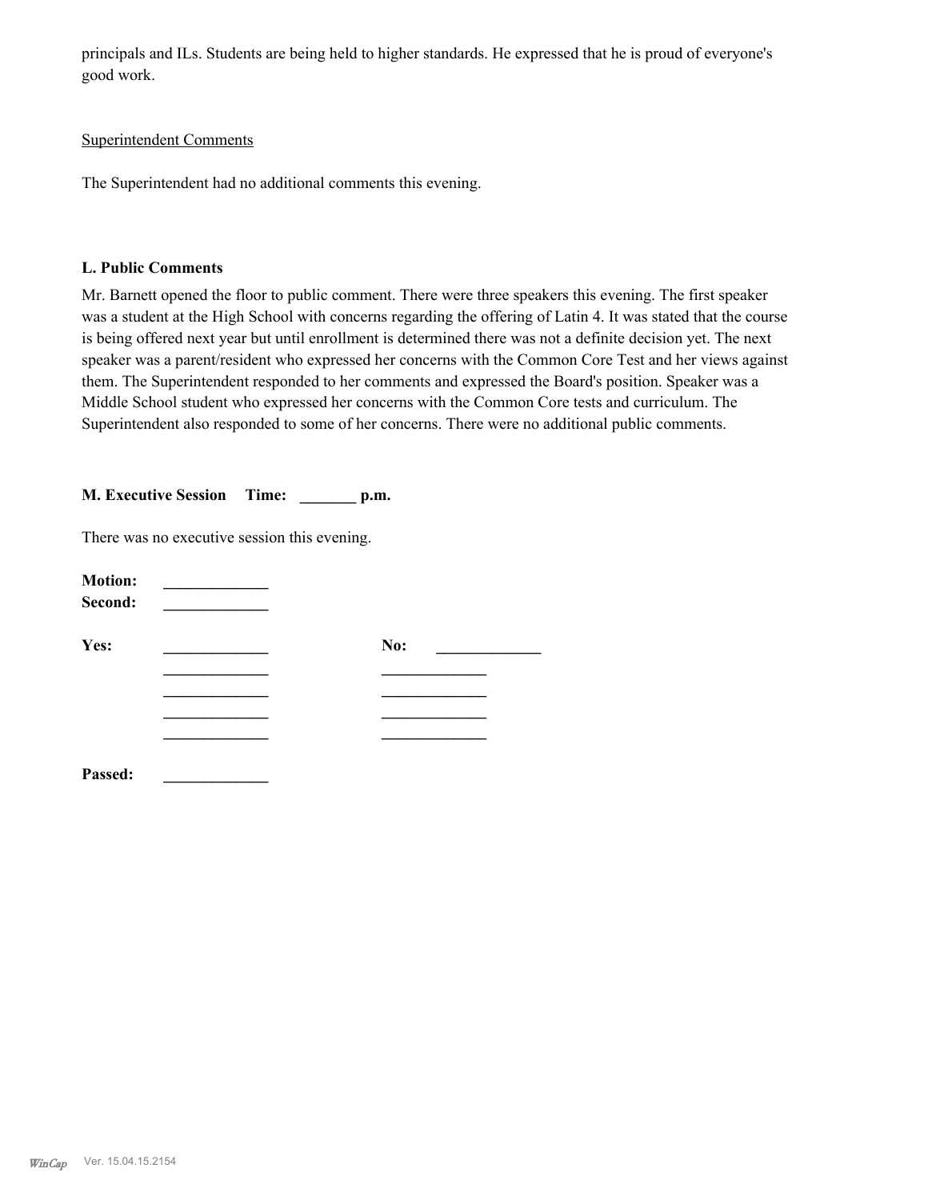principals and ILs. Students are being held to higher standards. He expressed that he is proud of everyone's good work.

Superintendent Comments

The Superintendent had no additional comments this evening.

**L. Public Comments**

Mr. Barnett opened the floor to public comment. There were three speakers this evening. The first speaker was a student at the High School with concerns regarding the offering of Latin 4. It was stated that the course is being offered next year but until enrollment is determined there was not a definite decision yet. The next speaker was a parent/resident who expressed her concerns with the Common Core Test and her views against them. The Superintendent responded to her comments and expressed the Board's position. Speaker was a Middle School student who expressed her concerns with the Common Core tests and curriculum. The Superintendent also responded to some of her concerns. There were no additional public comments.

**M. Executive Session Time: _______ p.m.**

There was no executive session this evening.

**Motion:** _____________
**Second:** _____________

**Yes:** _____________ **No:** _____________
_____________ _____________
_____________ _____________
_____________ _____________
_____________ _____________

**Passed:** _____________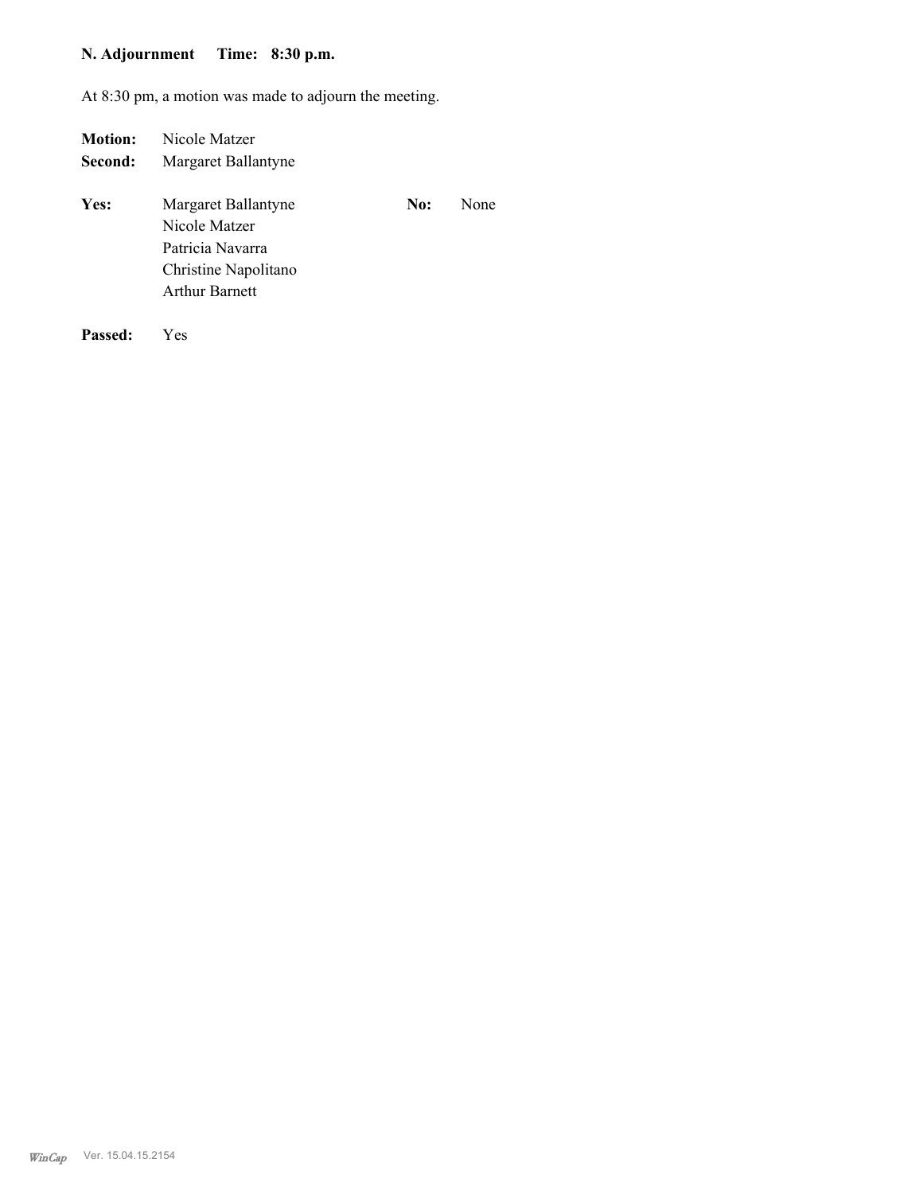**N. Adjournment Time: 8:30 p.m.**

At 8:30 pm, a motion was made to adjourn the meeting.

**Motion:** Nicole Matzer
**Second:** Margaret Ballantyne

| | | | |
|---|---|---|---|
| **Yes:** | Margaret Ballantyne | **No:** | None |
| | Nicole Matzer | | |
| | Patricia Navarra | | |
| | Christine Napolitano | | |
| | Arthur Barnett | | |

**Passed:** Yes